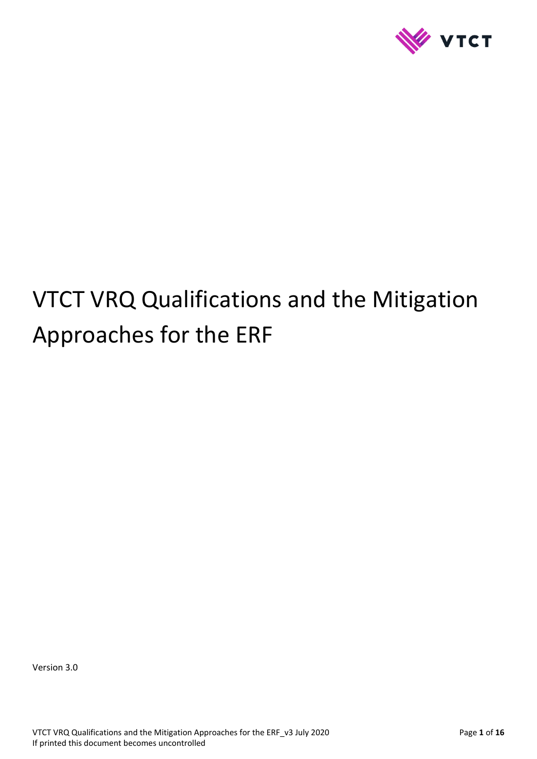# VTCT VRQ Qualifications and the Mitigation Approaches for the ERF

Version 3.0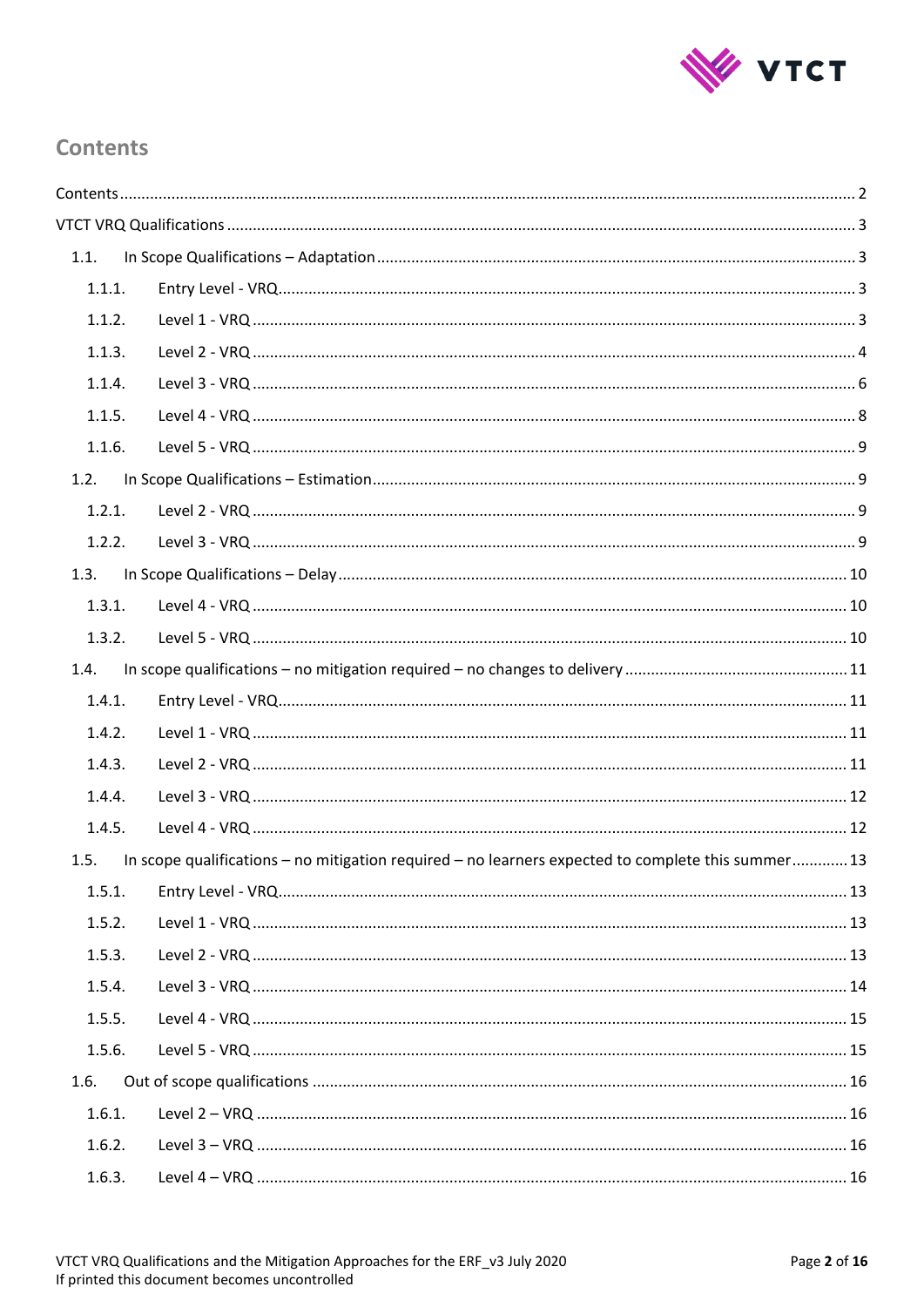# Contents

Contents ........ 2

VTCT VRQ Qualifications ........ 3

- 1.1. In Scope Qualifications – Adaptation ........ 3
  - 1.1.1. Entry Level - VRQ ........ 3
  - 1.1.2. Level 1 - VRQ ........ 3
  - 1.1.3. Level 2 - VRQ ........ 4
  - 1.1.4. Level 3 - VRQ ........ 6
  - 1.1.5. Level 4 - VRQ ........ 8
  - 1.1.6. Level 5 - VRQ ........ 9
- 1.2. In Scope Qualifications – Estimation ........ 9
  - 1.2.1. Level 2 - VRQ ........ 9
  - 1.2.2. Level 3 - VRQ ........ 9
- 1.3. In Scope Qualifications – Delay ........ 10
  - 1.3.1. Level 4 - VRQ ........ 10
  - 1.3.2. Level 5 - VRQ ........ 10
- 1.4. In scope qualifications – no mitigation required – no changes to delivery ........ 11
  - 1.4.1. Entry Level - VRQ ........ 11
  - 1.4.2. Level 1 - VRQ ........ 11
  - 1.4.3. Level 2 - VRQ ........ 11
  - 1.4.4. Level 3 - VRQ ........ 12
  - 1.4.5. Level 4 - VRQ ........ 12
- 1.5. In scope qualifications – no mitigation required – no learners expected to complete this summer ........ 13
  - 1.5.1. Entry Level - VRQ ........ 13
  - 1.5.2. Level 1 - VRQ ........ 13
  - 1.5.3. Level 2 - VRQ ........ 13
  - 1.5.4. Level 3 - VRQ ........ 14
  - 1.5.5. Level 4 - VRQ ........ 15
  - 1.5.6. Level 5 - VRQ ........ 15
- 1.6. Out of scope qualifications ........ 16
  - 1.6.1. Level 2 – VRQ ........ 16
  - 1.6.2. Level 3 – VRQ ........ 16
  - 1.6.3. Level 4 – VRQ ........ 16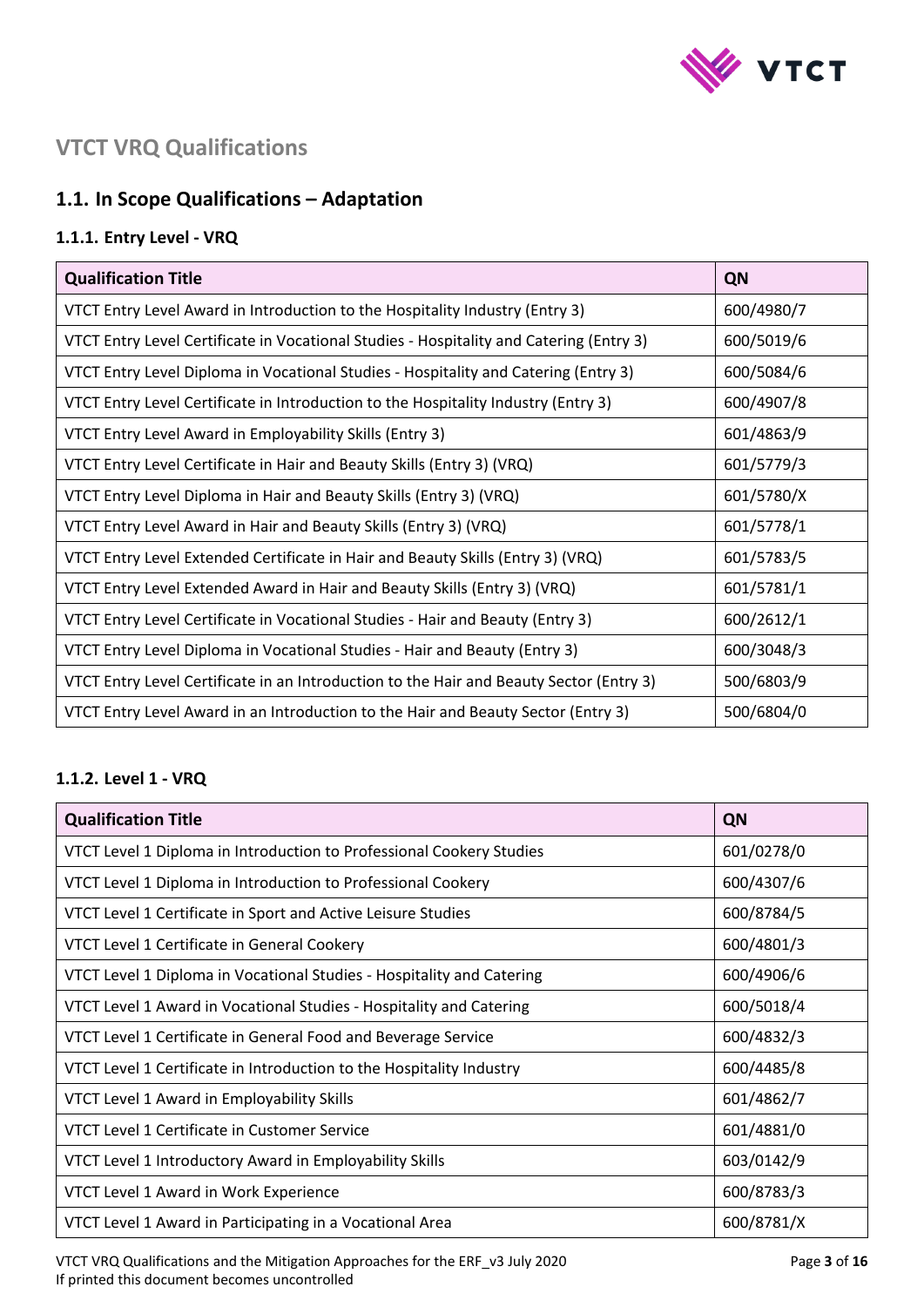# VTCT VRQ Qualifications

## 1.1. In Scope Qualifications – Adaptation

### 1.1.1. Entry Level - VRQ

| Qualification Title | QN |
|---|---|
| VTCT Entry Level Award in Introduction to the Hospitality Industry (Entry 3) | 600/4980/7 |
| VTCT Entry Level Certificate in Vocational Studies - Hospitality and Catering (Entry 3) | 600/5019/6 |
| VTCT Entry Level Diploma in Vocational Studies - Hospitality and Catering (Entry 3) | 600/5084/6 |
| VTCT Entry Level Certificate in Introduction to the Hospitality Industry (Entry 3) | 600/4907/8 |
| VTCT Entry Level Award in Employability Skills (Entry 3) | 601/4863/9 |
| VTCT Entry Level Certificate in Hair and Beauty Skills (Entry 3) (VRQ) | 601/5779/3 |
| VTCT Entry Level Diploma in Hair and Beauty Skills (Entry 3) (VRQ) | 601/5780/X |
| VTCT Entry Level Award in Hair and Beauty Skills (Entry 3) (VRQ) | 601/5778/1 |
| VTCT Entry Level Extended Certificate in Hair and Beauty Skills (Entry 3) (VRQ) | 601/5783/5 |
| VTCT Entry Level Extended Award in Hair and Beauty Skills (Entry 3) (VRQ) | 601/5781/1 |
| VTCT Entry Level Certificate in Vocational Studies - Hair and Beauty (Entry 3) | 600/2612/1 |
| VTCT Entry Level Diploma in Vocational Studies - Hair and Beauty (Entry 3) | 600/3048/3 |
| VTCT Entry Level Certificate in an Introduction to the Hair and Beauty Sector (Entry 3) | 500/6803/9 |
| VTCT Entry Level Award in an Introduction to the Hair and Beauty Sector (Entry 3) | 500/6804/0 |

### 1.1.2. Level 1 - VRQ

| Qualification Title | QN |
|---|---|
| VTCT Level 1 Diploma in Introduction to Professional Cookery Studies | 601/0278/0 |
| VTCT Level 1 Diploma in Introduction to Professional Cookery | 600/4307/6 |
| VTCT Level 1 Certificate in Sport and Active Leisure Studies | 600/8784/5 |
| VTCT Level 1 Certificate in General Cookery | 600/4801/3 |
| VTCT Level 1 Diploma in Vocational Studies - Hospitality and Catering | 600/4906/6 |
| VTCT Level 1 Award in Vocational Studies - Hospitality and Catering | 600/5018/4 |
| VTCT Level 1 Certificate in General Food and Beverage Service | 600/4832/3 |
| VTCT Level 1 Certificate in Introduction to the Hospitality Industry | 600/4485/8 |
| VTCT Level 1 Award in Employability Skills | 601/4862/7 |
| VTCT Level 1 Certificate in Customer Service | 601/4881/0 |
| VTCT Level 1 Introductory Award in Employability Skills | 603/0142/9 |
| VTCT Level 1 Award in Work Experience | 600/8783/3 |
| VTCT Level 1 Award in Participating in a Vocational Area | 600/8781/X |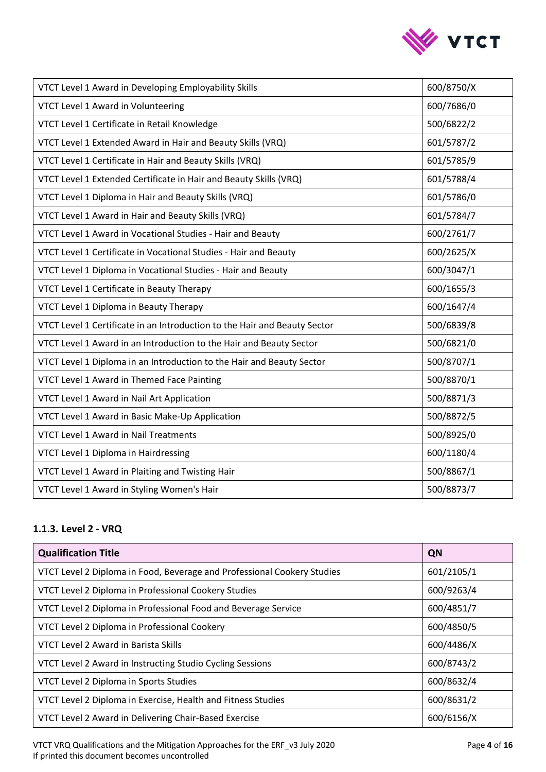| | |
|---|---|
| VTCT Level 1 Award in Developing Employability Skills | 600/8750/X |
| VTCT Level 1 Award in Volunteering | 600/7686/0 |
| VTCT Level 1 Certificate in Retail Knowledge | 500/6822/2 |
| VTCT Level 1 Extended Award in Hair and Beauty Skills (VRQ) | 601/5787/2 |
| VTCT Level 1 Certificate in Hair and Beauty Skills (VRQ) | 601/5785/9 |
| VTCT Level 1 Extended Certificate in Hair and Beauty Skills (VRQ) | 601/5788/4 |
| VTCT Level 1 Diploma in Hair and Beauty Skills (VRQ) | 601/5786/0 |
| VTCT Level 1 Award in Hair and Beauty Skills (VRQ) | 601/5784/7 |
| VTCT Level 1 Award in Vocational Studies - Hair and Beauty | 600/2761/7 |
| VTCT Level 1 Certificate in Vocational Studies - Hair and Beauty | 600/2625/X |
| VTCT Level 1 Diploma in Vocational Studies - Hair and Beauty | 600/3047/1 |
| VTCT Level 1 Certificate in Beauty Therapy | 600/1655/3 |
| VTCT Level 1 Diploma in Beauty Therapy | 600/1647/4 |
| VTCT Level 1 Certificate in an Introduction to the Hair and Beauty Sector | 500/6839/8 |
| VTCT Level 1 Award in an Introduction to the Hair and Beauty Sector | 500/6821/0 |
| VTCT Level 1 Diploma in an Introduction to the Hair and Beauty Sector | 500/8707/1 |
| VTCT Level 1 Award in Themed Face Painting | 500/8870/1 |
| VTCT Level 1 Award in Nail Art Application | 500/8871/3 |
| VTCT Level 1 Award in Basic Make-Up Application | 500/8872/5 |
| VTCT Level 1 Award in Nail Treatments | 500/8925/0 |
| VTCT Level 1 Diploma in Hairdressing | 600/1180/4 |
| VTCT Level 1 Award in Plaiting and Twisting Hair | 500/8867/1 |
| VTCT Level 1 Award in Styling Women's Hair | 500/8873/7 |

### 1.1.3. Level 2 - VRQ

| Qualification Title | QN |
|---|---|
| VTCT Level 2 Diploma in Food, Beverage and Professional Cookery Studies | 601/2105/1 |
| VTCT Level 2 Diploma in Professional Cookery Studies | 600/9263/4 |
| VTCT Level 2 Diploma in Professional Food and Beverage Service | 600/4851/7 |
| VTCT Level 2 Diploma in Professional Cookery | 600/4850/5 |
| VTCT Level 2 Award in Barista Skills | 600/4486/X |
| VTCT Level 2 Award in Instructing Studio Cycling Sessions | 600/8743/2 |
| VTCT Level 2 Diploma in Sports Studies | 600/8632/4 |
| VTCT Level 2 Diploma in Exercise, Health and Fitness Studies | 600/8631/2 |
| VTCT Level 2 Award in Delivering Chair-Based Exercise | 600/6156/X |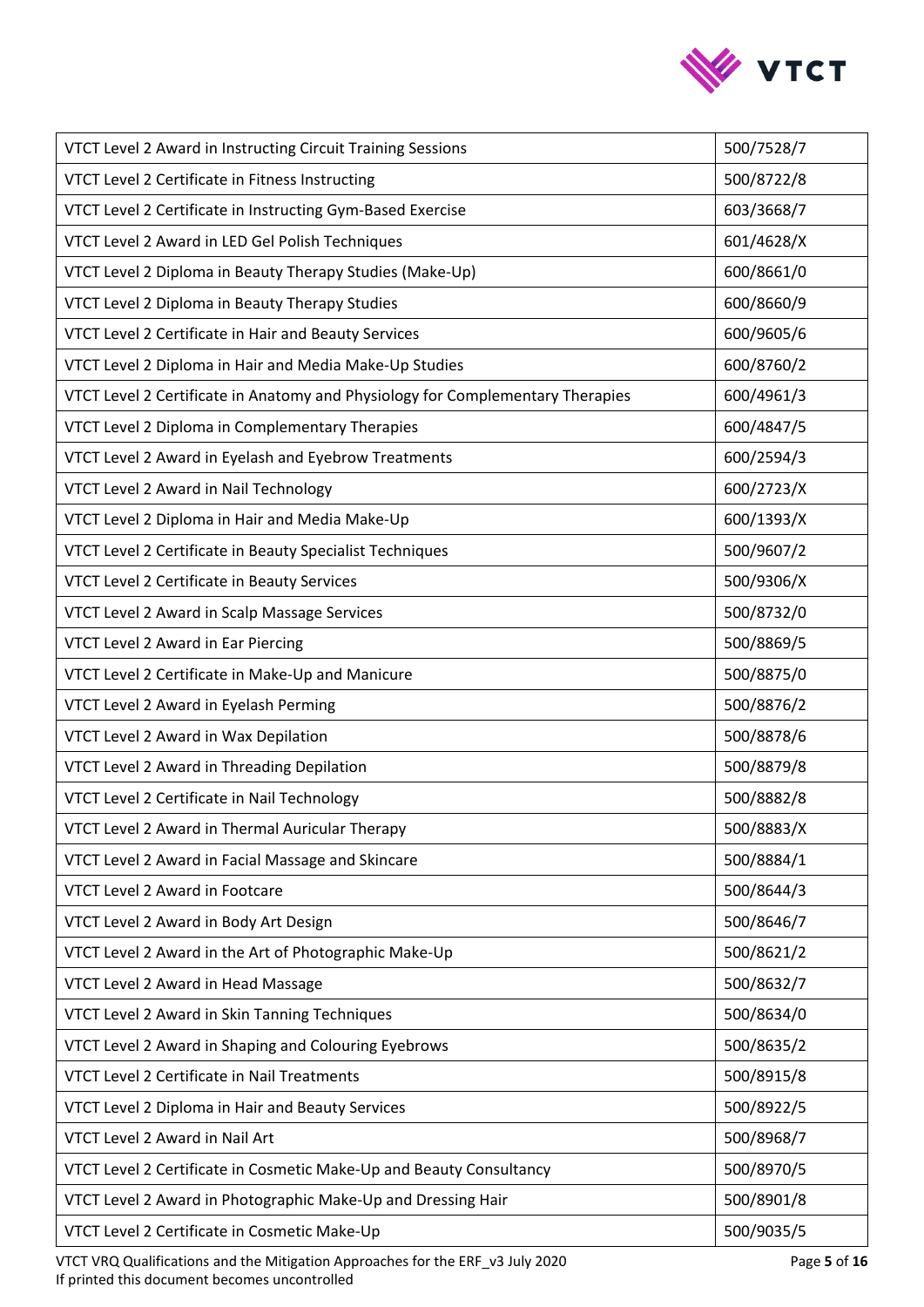| | |
|---|---|
| VTCT Level 2 Award in Instructing Circuit Training Sessions | 500/7528/7 |
| VTCT Level 2 Certificate in Fitness Instructing | 500/8722/8 |
| VTCT Level 2 Certificate in Instructing Gym-Based Exercise | 603/3668/7 |
| VTCT Level 2 Award in LED Gel Polish Techniques | 601/4628/X |
| VTCT Level 2 Diploma in Beauty Therapy Studies (Make-Up) | 600/8661/0 |
| VTCT Level 2 Diploma in Beauty Therapy Studies | 600/8660/9 |
| VTCT Level 2 Certificate in Hair and Beauty Services | 600/9605/6 |
| VTCT Level 2 Diploma in Hair and Media Make-Up Studies | 600/8760/2 |
| VTCT Level 2 Certificate in Anatomy and Physiology for Complementary Therapies | 600/4961/3 |
| VTCT Level 2 Diploma in Complementary Therapies | 600/4847/5 |
| VTCT Level 2 Award in Eyelash and Eyebrow Treatments | 600/2594/3 |
| VTCT Level 2 Award in Nail Technology | 600/2723/X |
| VTCT Level 2 Diploma in Hair and Media Make-Up | 600/1393/X |
| VTCT Level 2 Certificate in Beauty Specialist Techniques | 500/9607/2 |
| VTCT Level 2 Certificate in Beauty Services | 500/9306/X |
| VTCT Level 2 Award in Scalp Massage Services | 500/8732/0 |
| VTCT Level 2 Award in Ear Piercing | 500/8869/5 |
| VTCT Level 2 Certificate in Make-Up and Manicure | 500/8875/0 |
| VTCT Level 2 Award in Eyelash Perming | 500/8876/2 |
| VTCT Level 2 Award in Wax Depilation | 500/8878/6 |
| VTCT Level 2 Award in Threading Depilation | 500/8879/8 |
| VTCT Level 2 Certificate in Nail Technology | 500/8882/8 |
| VTCT Level 2 Award in Thermal Auricular Therapy | 500/8883/X |
| VTCT Level 2 Award in Facial Massage and Skincare | 500/8884/1 |
| VTCT Level 2 Award in Footcare | 500/8644/3 |
| VTCT Level 2 Award in Body Art Design | 500/8646/7 |
| VTCT Level 2 Award in the Art of Photographic Make-Up | 500/8621/2 |
| VTCT Level 2 Award in Head Massage | 500/8632/7 |
| VTCT Level 2 Award in Skin Tanning Techniques | 500/8634/0 |
| VTCT Level 2 Award in Shaping and Colouring Eyebrows | 500/8635/2 |
| VTCT Level 2 Certificate in Nail Treatments | 500/8915/8 |
| VTCT Level 2 Diploma in Hair and Beauty Services | 500/8922/5 |
| VTCT Level 2 Award in Nail Art | 500/8968/7 |
| VTCT Level 2 Certificate in Cosmetic Make-Up and Beauty Consultancy | 500/8970/5 |
| VTCT Level 2 Award in Photographic Make-Up and Dressing Hair | 500/8901/8 |
| VTCT Level 2 Certificate in Cosmetic Make-Up | 500/9035/5 |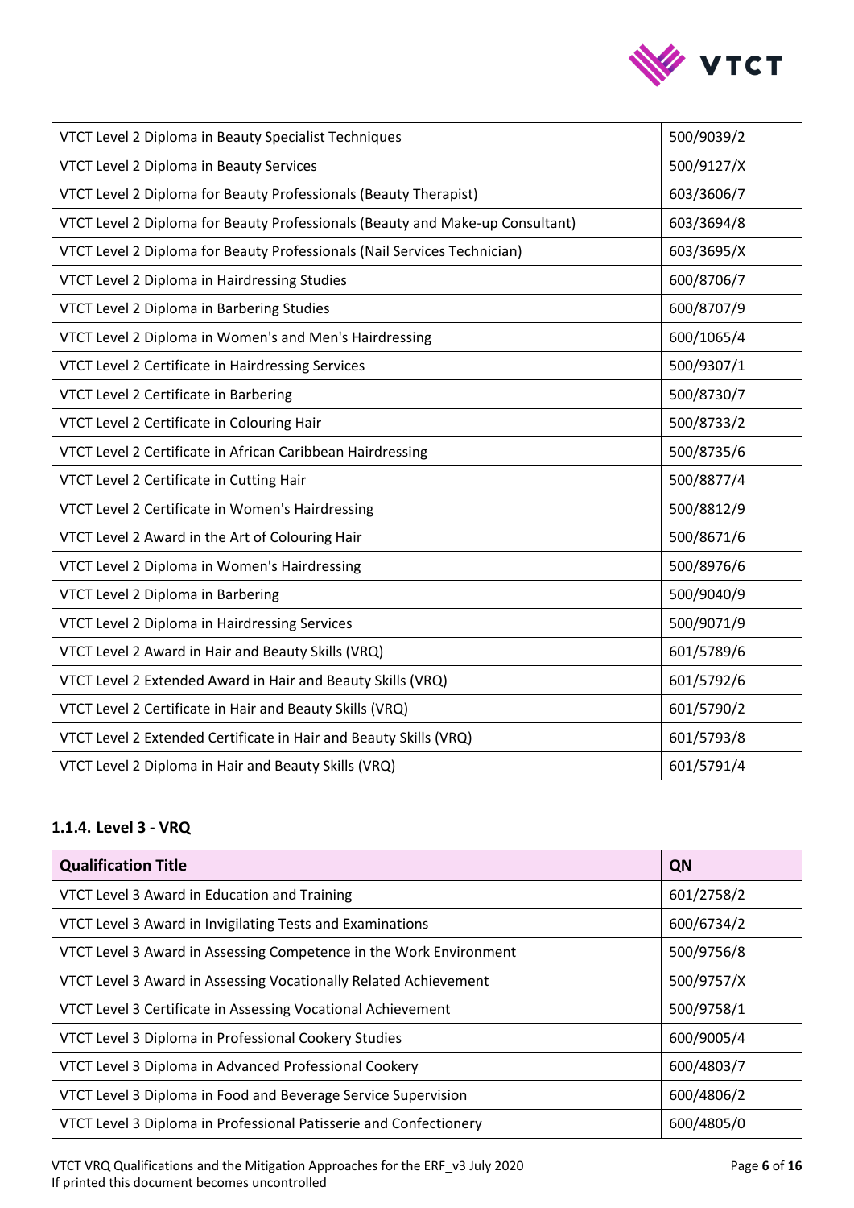| | |
|---|---|
| VTCT Level 2 Diploma in Beauty Specialist Techniques | 500/9039/2 |
| VTCT Level 2 Diploma in Beauty Services | 500/9127/X |
| VTCT Level 2 Diploma for Beauty Professionals (Beauty Therapist) | 603/3606/7 |
| VTCT Level 2 Diploma for Beauty Professionals (Beauty and Make-up Consultant) | 603/3694/8 |
| VTCT Level 2 Diploma for Beauty Professionals (Nail Services Technician) | 603/3695/X |
| VTCT Level 2 Diploma in Hairdressing Studies | 600/8706/7 |
| VTCT Level 2 Diploma in Barbering Studies | 600/8707/9 |
| VTCT Level 2 Diploma in Women's and Men's Hairdressing | 600/1065/4 |
| VTCT Level 2 Certificate in Hairdressing Services | 500/9307/1 |
| VTCT Level 2 Certificate in Barbering | 500/8730/7 |
| VTCT Level 2 Certificate in Colouring Hair | 500/8733/2 |
| VTCT Level 2 Certificate in African Caribbean Hairdressing | 500/8735/6 |
| VTCT Level 2 Certificate in Cutting Hair | 500/8877/4 |
| VTCT Level 2 Certificate in Women's Hairdressing | 500/8812/9 |
| VTCT Level 2 Award in the Art of Colouring Hair | 500/8671/6 |
| VTCT Level 2 Diploma in Women's Hairdressing | 500/8976/6 |
| VTCT Level 2 Diploma in Barbering | 500/9040/9 |
| VTCT Level 2 Diploma in Hairdressing Services | 500/9071/9 |
| VTCT Level 2 Award in Hair and Beauty Skills (VRQ) | 601/5789/6 |
| VTCT Level 2 Extended Award in Hair and Beauty Skills (VRQ) | 601/5792/6 |
| VTCT Level 2 Certificate in Hair and Beauty Skills (VRQ) | 601/5790/2 |
| VTCT Level 2 Extended Certificate in Hair and Beauty Skills (VRQ) | 601/5793/8 |
| VTCT Level 2 Diploma in Hair and Beauty Skills (VRQ) | 601/5791/4 |

### 1.1.4. Level 3 - VRQ

| Qualification Title | QN |
|---|---|
| VTCT Level 3 Award in Education and Training | 601/2758/2 |
| VTCT Level 3 Award in Invigilating Tests and Examinations | 600/6734/2 |
| VTCT Level 3 Award in Assessing Competence in the Work Environment | 500/9756/8 |
| VTCT Level 3 Award in Assessing Vocationally Related Achievement | 500/9757/X |
| VTCT Level 3 Certificate in Assessing Vocational Achievement | 500/9758/1 |
| VTCT Level 3 Diploma in Professional Cookery Studies | 600/9005/4 |
| VTCT Level 3 Diploma in Advanced Professional Cookery | 600/4803/7 |
| VTCT Level 3 Diploma in Food and Beverage Service Supervision | 600/4806/2 |
| VTCT Level 3 Diploma in Professional Patisserie and Confectionery | 600/4805/0 |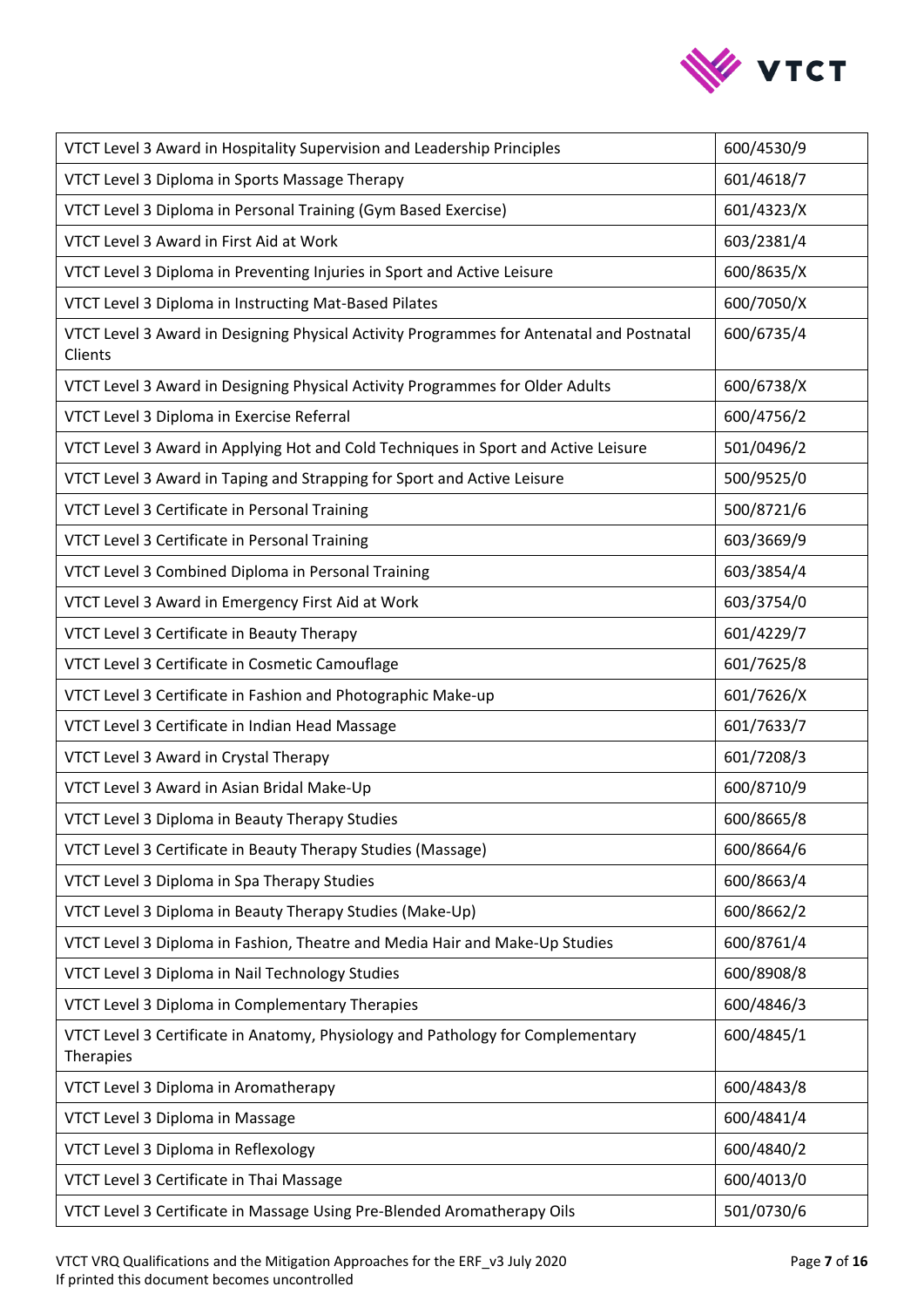| | |
|---|---|
| VTCT Level 3 Award in Hospitality Supervision and Leadership Principles | 600/4530/9 |
| VTCT Level 3 Diploma in Sports Massage Therapy | 601/4618/7 |
| VTCT Level 3 Diploma in Personal Training (Gym Based Exercise) | 601/4323/X |
| VTCT Level 3 Award in First Aid at Work | 603/2381/4 |
| VTCT Level 3 Diploma in Preventing Injuries in Sport and Active Leisure | 600/8635/X |
| VTCT Level 3 Diploma in Instructing Mat-Based Pilates | 600/7050/X |
| VTCT Level 3 Award in Designing Physical Activity Programmes for Antenatal and Postnatal Clients | 600/6735/4 |
| VTCT Level 3 Award in Designing Physical Activity Programmes for Older Adults | 600/6738/X |
| VTCT Level 3 Diploma in Exercise Referral | 600/4756/2 |
| VTCT Level 3 Award in Applying Hot and Cold Techniques in Sport and Active Leisure | 501/0496/2 |
| VTCT Level 3 Award in Taping and Strapping for Sport and Active Leisure | 500/9525/0 |
| VTCT Level 3 Certificate in Personal Training | 500/8721/6 |
| VTCT Level 3 Certificate in Personal Training | 603/3669/9 |
| VTCT Level 3 Combined Diploma in Personal Training | 603/3854/4 |
| VTCT Level 3 Award in Emergency First Aid at Work | 603/3754/0 |
| VTCT Level 3 Certificate in Beauty Therapy | 601/4229/7 |
| VTCT Level 3 Certificate in Cosmetic Camouflage | 601/7625/8 |
| VTCT Level 3 Certificate in Fashion and Photographic Make-up | 601/7626/X |
| VTCT Level 3 Certificate in Indian Head Massage | 601/7633/7 |
| VTCT Level 3 Award in Crystal Therapy | 601/7208/3 |
| VTCT Level 3 Award in Asian Bridal Make-Up | 600/8710/9 |
| VTCT Level 3 Diploma in Beauty Therapy Studies | 600/8665/8 |
| VTCT Level 3 Certificate in Beauty Therapy Studies (Massage) | 600/8664/6 |
| VTCT Level 3 Diploma in Spa Therapy Studies | 600/8663/4 |
| VTCT Level 3 Diploma in Beauty Therapy Studies (Make-Up) | 600/8662/2 |
| VTCT Level 3 Diploma in Fashion, Theatre and Media Hair and Make-Up Studies | 600/8761/4 |
| VTCT Level 3 Diploma in Nail Technology Studies | 600/8908/8 |
| VTCT Level 3 Diploma in Complementary Therapies | 600/4846/3 |
| VTCT Level 3 Certificate in Anatomy, Physiology and Pathology for Complementary Therapies | 600/4845/1 |
| VTCT Level 3 Diploma in Aromatherapy | 600/4843/8 |
| VTCT Level 3 Diploma in Massage | 600/4841/4 |
| VTCT Level 3 Diploma in Reflexology | 600/4840/2 |
| VTCT Level 3 Certificate in Thai Massage | 600/4013/0 |
| VTCT Level 3 Certificate in Massage Using Pre-Blended Aromatherapy Oils | 501/0730/6 |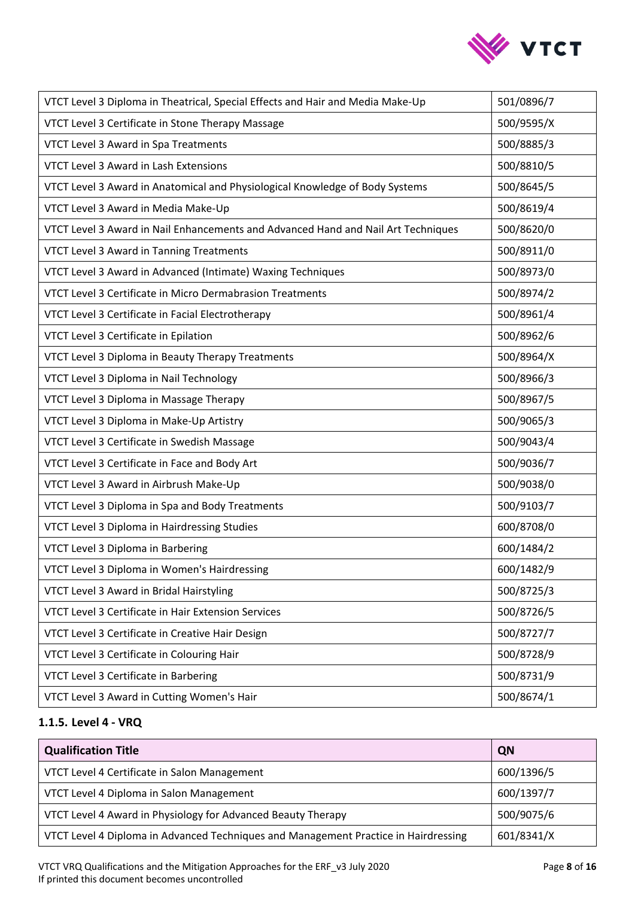| | |
|---|---|
| VTCT Level 3 Diploma in Theatrical, Special Effects and Hair and Media Make-Up | 501/0896/7 |
| VTCT Level 3 Certificate in Stone Therapy Massage | 500/9595/X |
| VTCT Level 3 Award in Spa Treatments | 500/8885/3 |
| VTCT Level 3 Award in Lash Extensions | 500/8810/5 |
| VTCT Level 3 Award in Anatomical and Physiological Knowledge of Body Systems | 500/8645/5 |
| VTCT Level 3 Award in Media Make-Up | 500/8619/4 |
| VTCT Level 3 Award in Nail Enhancements and Advanced Hand and Nail Art Techniques | 500/8620/0 |
| VTCT Level 3 Award in Tanning Treatments | 500/8911/0 |
| VTCT Level 3 Award in Advanced (Intimate) Waxing Techniques | 500/8973/0 |
| VTCT Level 3 Certificate in Micro Dermabrasion Treatments | 500/8974/2 |
| VTCT Level 3 Certificate in Facial Electrotherapy | 500/8961/4 |
| VTCT Level 3 Certificate in Epilation | 500/8962/6 |
| VTCT Level 3 Diploma in Beauty Therapy Treatments | 500/8964/X |
| VTCT Level 3 Diploma in Nail Technology | 500/8966/3 |
| VTCT Level 3 Diploma in Massage Therapy | 500/8967/5 |
| VTCT Level 3 Diploma in Make-Up Artistry | 500/9065/3 |
| VTCT Level 3 Certificate in Swedish Massage | 500/9043/4 |
| VTCT Level 3 Certificate in Face and Body Art | 500/9036/7 |
| VTCT Level 3 Award in Airbrush Make-Up | 500/9038/0 |
| VTCT Level 3 Diploma in Spa and Body Treatments | 500/9103/7 |
| VTCT Level 3 Diploma in Hairdressing Studies | 600/8708/0 |
| VTCT Level 3 Diploma in Barbering | 600/1484/2 |
| VTCT Level 3 Diploma in Women's Hairdressing | 600/1482/9 |
| VTCT Level 3 Award in Bridal Hairstyling | 500/8725/3 |
| VTCT Level 3 Certificate in Hair Extension Services | 500/8726/5 |
| VTCT Level 3 Certificate in Creative Hair Design | 500/8727/7 |
| VTCT Level 3 Certificate in Colouring Hair | 500/8728/9 |
| VTCT Level 3 Certificate in Barbering | 500/8731/9 |
| VTCT Level 3 Award in Cutting Women's Hair | 500/8674/1 |

### 1.1.5. Level 4 - VRQ

| Qualification Title | QN |
|---|---|
| VTCT Level 4 Certificate in Salon Management | 600/1396/5 |
| VTCT Level 4 Diploma in Salon Management | 600/1397/7 |
| VTCT Level 4 Award in Physiology for Advanced Beauty Therapy | 500/9075/6 |
| VTCT Level 4 Diploma in Advanced Techniques and Management Practice in Hairdressing | 601/8341/X |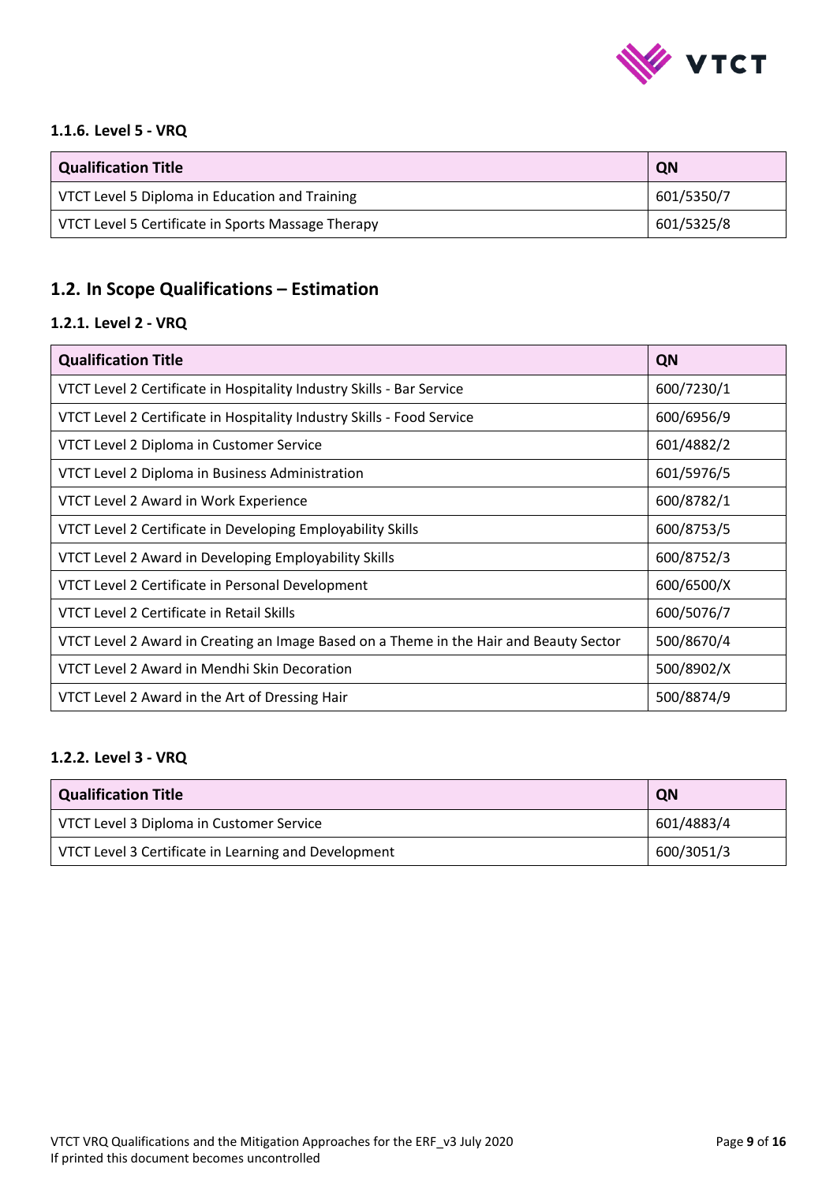### 1.1.6. Level 5 - VRQ

| Qualification Title | QN |
|---|---|
| VTCT Level 5 Diploma in Education and Training | 601/5350/7 |
| VTCT Level 5 Certificate in Sports Massage Therapy | 601/5325/8 |

## 1.2. In Scope Qualifications – Estimation

### 1.2.1. Level 2 - VRQ

| Qualification Title | QN |
|---|---|
| VTCT Level 2 Certificate in Hospitality Industry Skills - Bar Service | 600/7230/1 |
| VTCT Level 2 Certificate in Hospitality Industry Skills - Food Service | 600/6956/9 |
| VTCT Level 2 Diploma in Customer Service | 601/4882/2 |
| VTCT Level 2 Diploma in Business Administration | 601/5976/5 |
| VTCT Level 2 Award in Work Experience | 600/8782/1 |
| VTCT Level 2 Certificate in Developing Employability Skills | 600/8753/5 |
| VTCT Level 2 Award in Developing Employability Skills | 600/8752/3 |
| VTCT Level 2 Certificate in Personal Development | 600/6500/X |
| VTCT Level 2 Certificate in Retail Skills | 600/5076/7 |
| VTCT Level 2 Award in Creating an Image Based on a Theme in the Hair and Beauty Sector | 500/8670/4 |
| VTCT Level 2 Award in Mendhi Skin Decoration | 500/8902/X |
| VTCT Level 2 Award in the Art of Dressing Hair | 500/8874/9 |

### 1.2.2. Level 3 - VRQ

| Qualification Title | QN |
|---|---|
| VTCT Level 3 Diploma in Customer Service | 601/4883/4 |
| VTCT Level 3 Certificate in Learning and Development | 600/3051/3 |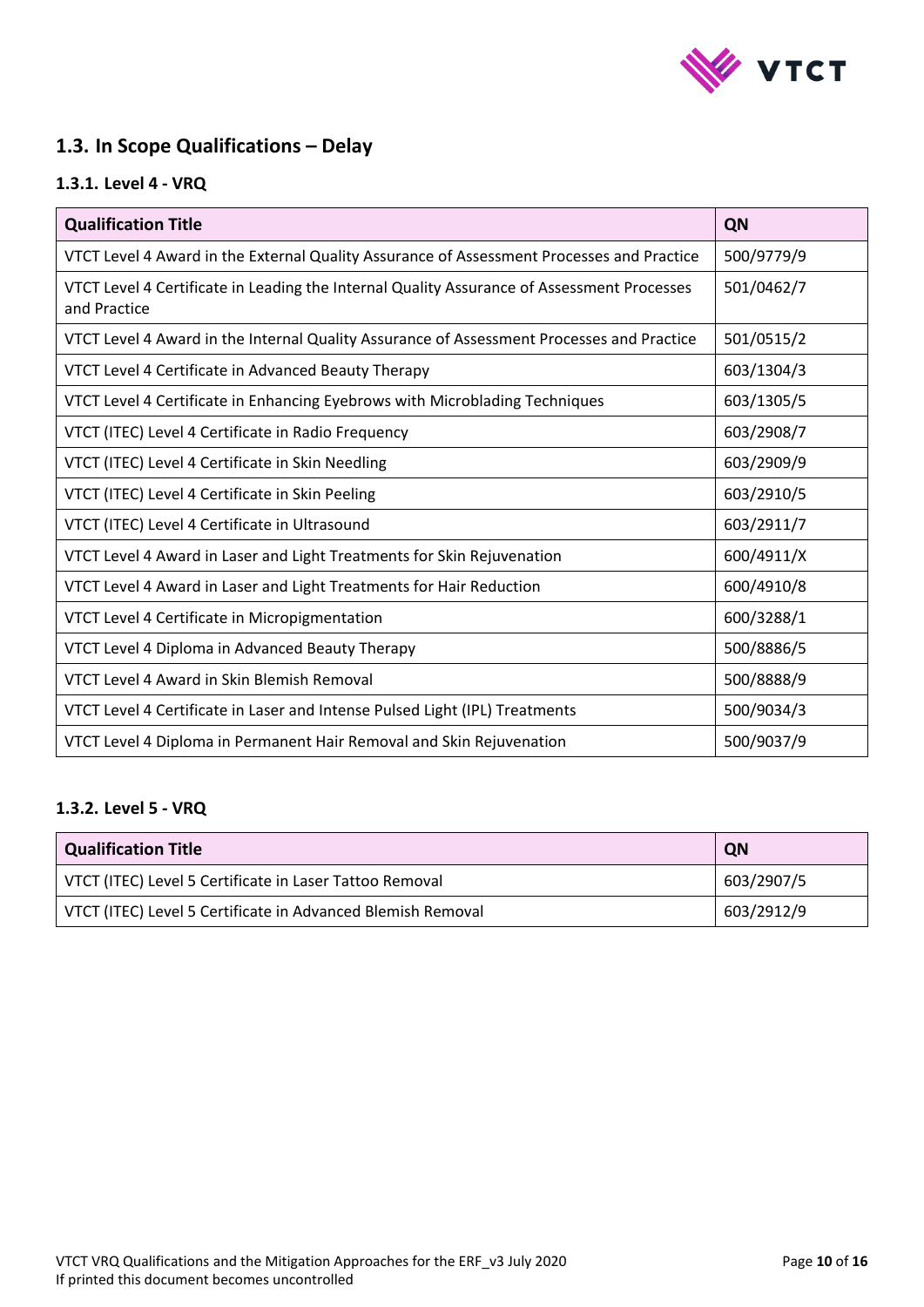## 1.3. In Scope Qualifications – Delay

### 1.3.1. Level 4 - VRQ

| Qualification Title | QN |
|---|---|
| VTCT Level 4 Award in the External Quality Assurance of Assessment Processes and Practice | 500/9779/9 |
| VTCT Level 4 Certificate in Leading the Internal Quality Assurance of Assessment Processes and Practice | 501/0462/7 |
| VTCT Level 4 Award in the Internal Quality Assurance of Assessment Processes and Practice | 501/0515/2 |
| VTCT Level 4 Certificate in Advanced Beauty Therapy | 603/1304/3 |
| VTCT Level 4 Certificate in Enhancing Eyebrows with Microblading Techniques | 603/1305/5 |
| VTCT (ITEC) Level 4 Certificate in Radio Frequency | 603/2908/7 |
| VTCT (ITEC) Level 4 Certificate in Skin Needling | 603/2909/9 |
| VTCT (ITEC) Level 4 Certificate in Skin Peeling | 603/2910/5 |
| VTCT (ITEC) Level 4 Certificate in Ultrasound | 603/2911/7 |
| VTCT Level 4 Award in Laser and Light Treatments for Skin Rejuvenation | 600/4911/X |
| VTCT Level 4 Award in Laser and Light Treatments for Hair Reduction | 600/4910/8 |
| VTCT Level 4 Certificate in Micropigmentation | 600/3288/1 |
| VTCT Level 4 Diploma in Advanced Beauty Therapy | 500/8886/5 |
| VTCT Level 4 Award in Skin Blemish Removal | 500/8888/9 |
| VTCT Level 4 Certificate in Laser and Intense Pulsed Light (IPL) Treatments | 500/9034/3 |
| VTCT Level 4 Diploma in Permanent Hair Removal and Skin Rejuvenation | 500/9037/9 |

### 1.3.2. Level 5 - VRQ

| Qualification Title | QN |
|---|---|
| VTCT (ITEC) Level 5 Certificate in Laser Tattoo Removal | 603/2907/5 |
| VTCT (ITEC) Level 5 Certificate in Advanced Blemish Removal | 603/2912/9 |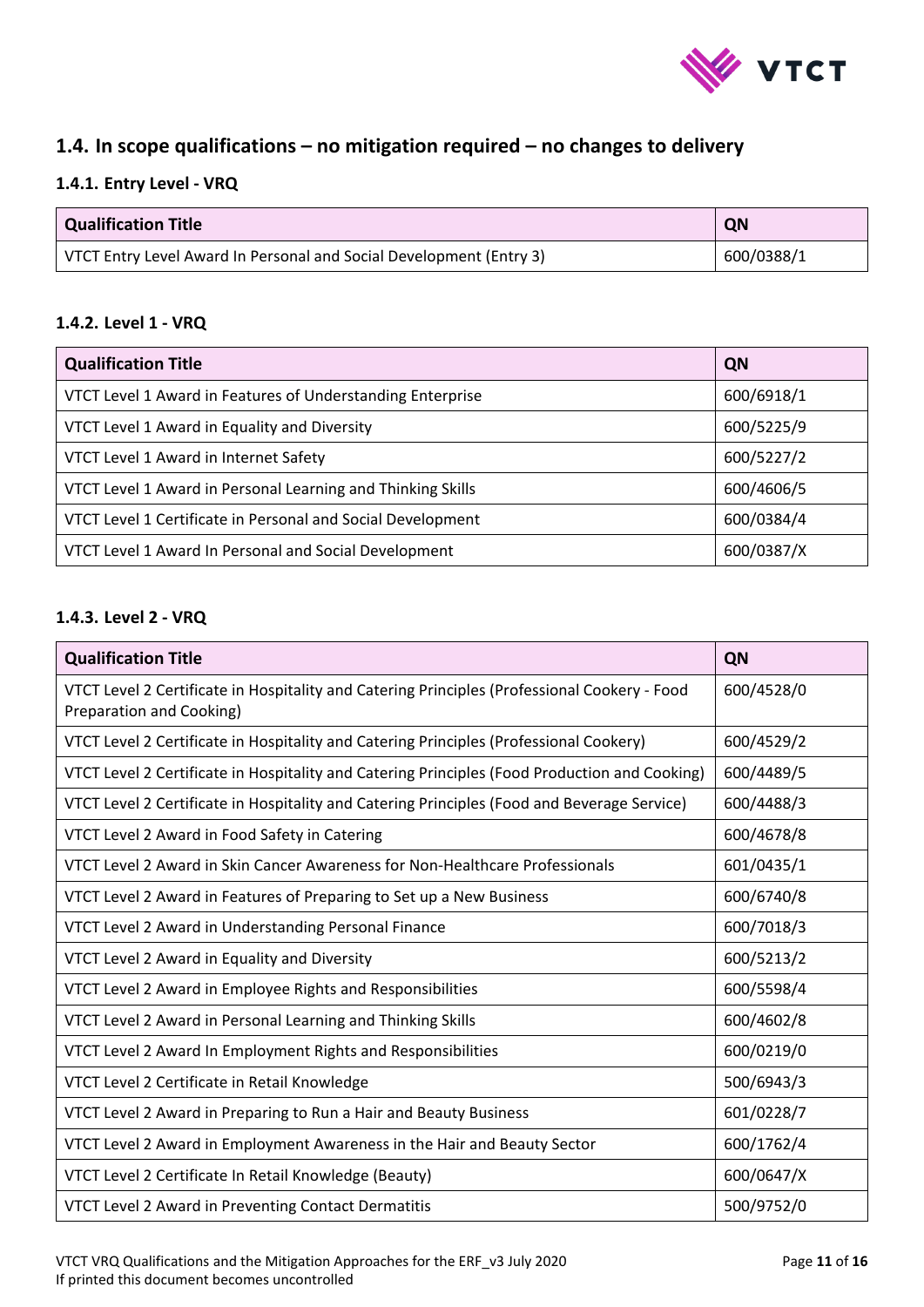## 1.4. In scope qualifications – no mitigation required – no changes to delivery

### 1.4.1. Entry Level - VRQ

| Qualification Title | QN |
| --- | --- |
| VTCT Entry Level Award In Personal and Social Development (Entry 3) | 600/0388/1 |

### 1.4.2. Level 1 - VRQ

| Qualification Title | QN |
| --- | --- |
| VTCT Level 1 Award in Features of Understanding Enterprise | 600/6918/1 |
| VTCT Level 1 Award in Equality and Diversity | 600/5225/9 |
| VTCT Level 1 Award in Internet Safety | 600/5227/2 |
| VTCT Level 1 Award in Personal Learning and Thinking Skills | 600/4606/5 |
| VTCT Level 1 Certificate in Personal and Social Development | 600/0384/4 |
| VTCT Level 1 Award In Personal and Social Development | 600/0387/X |

### 1.4.3. Level 2 - VRQ

| Qualification Title | QN |
| --- | --- |
| VTCT Level 2 Certificate in Hospitality and Catering Principles (Professional Cookery - Food Preparation and Cooking) | 600/4528/0 |
| VTCT Level 2 Certificate in Hospitality and Catering Principles (Professional Cookery) | 600/4529/2 |
| VTCT Level 2 Certificate in Hospitality and Catering Principles (Food Production and Cooking) | 600/4489/5 |
| VTCT Level 2 Certificate in Hospitality and Catering Principles (Food and Beverage Service) | 600/4488/3 |
| VTCT Level 2 Award in Food Safety in Catering | 600/4678/8 |
| VTCT Level 2 Award in Skin Cancer Awareness for Non-Healthcare Professionals | 601/0435/1 |
| VTCT Level 2 Award in Features of Preparing to Set up a New Business | 600/6740/8 |
| VTCT Level 2 Award in Understanding Personal Finance | 600/7018/3 |
| VTCT Level 2 Award in Equality and Diversity | 600/5213/2 |
| VTCT Level 2 Award in Employee Rights and Responsibilities | 600/5598/4 |
| VTCT Level 2 Award in Personal Learning and Thinking Skills | 600/4602/8 |
| VTCT Level 2 Award In Employment Rights and Responsibilities | 600/0219/0 |
| VTCT Level 2 Certificate in Retail Knowledge | 500/6943/3 |
| VTCT Level 2 Award in Preparing to Run a Hair and Beauty Business | 601/0228/7 |
| VTCT Level 2 Award in Employment Awareness in the Hair and Beauty Sector | 600/1762/4 |
| VTCT Level 2 Certificate In Retail Knowledge (Beauty) | 600/0647/X |
| VTCT Level 2 Award in Preventing Contact Dermatitis | 500/9752/0 |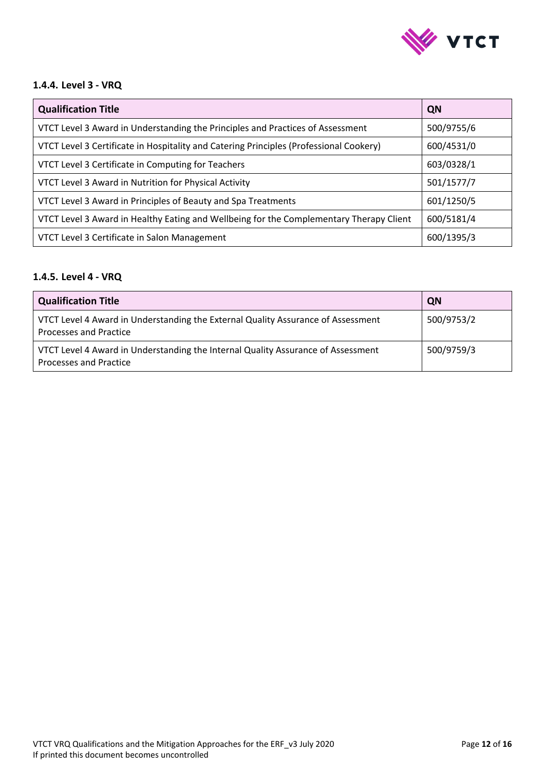### 1.4.4. Level 3 - VRQ

| Qualification Title | QN |
|---|---|
| VTCT Level 3 Award in Understanding the Principles and Practices of Assessment | 500/9755/6 |
| VTCT Level 3 Certificate in Hospitality and Catering Principles (Professional Cookery) | 600/4531/0 |
| VTCT Level 3 Certificate in Computing for Teachers | 603/0328/1 |
| VTCT Level 3 Award in Nutrition for Physical Activity | 501/1577/7 |
| VTCT Level 3 Award in Principles of Beauty and Spa Treatments | 601/1250/5 |
| VTCT Level 3 Award in Healthy Eating and Wellbeing for the Complementary Therapy Client | 600/5181/4 |
| VTCT Level 3 Certificate in Salon Management | 600/1395/3 |

### 1.4.5. Level 4 - VRQ

| Qualification Title | QN |
|---|---|
| VTCT Level 4 Award in Understanding the External Quality Assurance of Assessment Processes and Practice | 500/9753/2 |
| VTCT Level 4 Award in Understanding the Internal Quality Assurance of Assessment Processes and Practice | 500/9759/3 |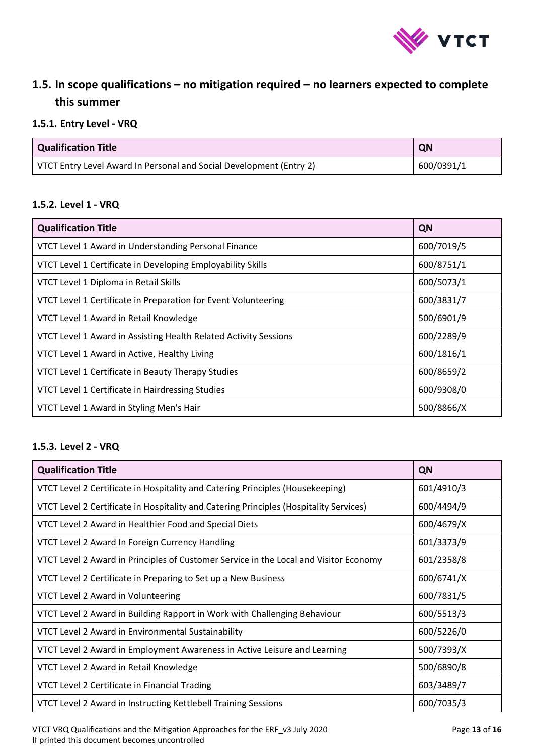## 1.5. In scope qualifications – no mitigation required – no learners expected to complete this summer

### 1.5.1. Entry Level - VRQ

| Qualification Title | QN |
|---|---|
| VTCT Entry Level Award In Personal and Social Development (Entry 2) | 600/0391/1 |

### 1.5.2. Level 1 - VRQ

| Qualification Title | QN |
|---|---|
| VTCT Level 1 Award in Understanding Personal Finance | 600/7019/5 |
| VTCT Level 1 Certificate in Developing Employability Skills | 600/8751/1 |
| VTCT Level 1 Diploma in Retail Skills | 600/5073/1 |
| VTCT Level 1 Certificate in Preparation for Event Volunteering | 600/3831/7 |
| VTCT Level 1 Award in Retail Knowledge | 500/6901/9 |
| VTCT Level 1 Award in Assisting Health Related Activity Sessions | 600/2289/9 |
| VTCT Level 1 Award in Active, Healthy Living | 600/1816/1 |
| VTCT Level 1 Certificate in Beauty Therapy Studies | 600/8659/2 |
| VTCT Level 1 Certificate in Hairdressing Studies | 600/9308/0 |
| VTCT Level 1 Award in Styling Men's Hair | 500/8866/X |

### 1.5.3. Level 2 - VRQ

| Qualification Title | QN |
|---|---|
| VTCT Level 2 Certificate in Hospitality and Catering Principles (Housekeeping) | 601/4910/3 |
| VTCT Level 2 Certificate in Hospitality and Catering Principles (Hospitality Services) | 600/4494/9 |
| VTCT Level 2 Award in Healthier Food and Special Diets | 600/4679/X |
| VTCT Level 2 Award In Foreign Currency Handling | 601/3373/9 |
| VTCT Level 2 Award in Principles of Customer Service in the Local and Visitor Economy | 601/2358/8 |
| VTCT Level 2 Certificate in Preparing to Set up a New Business | 600/6741/X |
| VTCT Level 2 Award in Volunteering | 600/7831/5 |
| VTCT Level 2 Award in Building Rapport in Work with Challenging Behaviour | 600/5513/3 |
| VTCT Level 2 Award in Environmental Sustainability | 600/5226/0 |
| VTCT Level 2 Award in Employment Awareness in Active Leisure and Learning | 500/7393/X |
| VTCT Level 2 Award in Retail Knowledge | 500/6890/8 |
| VTCT Level 2 Certificate in Financial Trading | 603/3489/7 |
| VTCT Level 2 Award in Instructing Kettlebell Training Sessions | 600/7035/3 |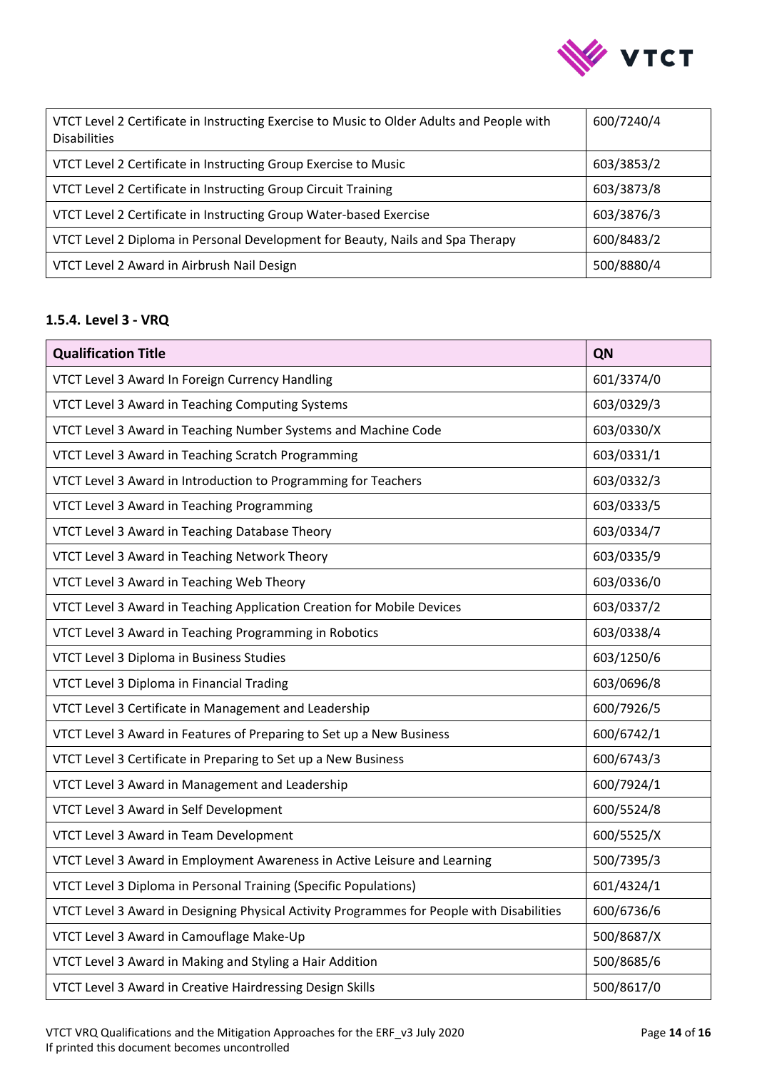| VTCT Level 2 Certificate in Instructing Exercise to Music to Older Adults and People with Disabilities | 600/7240/4 |
|---|---|
| VTCT Level 2 Certificate in Instructing Group Exercise to Music | 603/3853/2 |
| VTCT Level 2 Certificate in Instructing Group Circuit Training | 603/3873/8 |
| VTCT Level 2 Certificate in Instructing Group Water-based Exercise | 603/3876/3 |
| VTCT Level 2 Diploma in Personal Development for Beauty, Nails and Spa Therapy | 600/8483/2 |
| VTCT Level 2 Award in Airbrush Nail Design | 500/8880/4 |

### 1.5.4. Level 3 - VRQ

| Qualification Title | QN |
|---|---|
| VTCT Level 3 Award In Foreign Currency Handling | 601/3374/0 |
| VTCT Level 3 Award in Teaching Computing Systems | 603/0329/3 |
| VTCT Level 3 Award in Teaching Number Systems and Machine Code | 603/0330/X |
| VTCT Level 3 Award in Teaching Scratch Programming | 603/0331/1 |
| VTCT Level 3 Award in Introduction to Programming for Teachers | 603/0332/3 |
| VTCT Level 3 Award in Teaching Programming | 603/0333/5 |
| VTCT Level 3 Award in Teaching Database Theory | 603/0334/7 |
| VTCT Level 3 Award in Teaching Network Theory | 603/0335/9 |
| VTCT Level 3 Award in Teaching Web Theory | 603/0336/0 |
| VTCT Level 3 Award in Teaching Application Creation for Mobile Devices | 603/0337/2 |
| VTCT Level 3 Award in Teaching Programming in Robotics | 603/0338/4 |
| VTCT Level 3 Diploma in Business Studies | 603/1250/6 |
| VTCT Level 3 Diploma in Financial Trading | 603/0696/8 |
| VTCT Level 3 Certificate in Management and Leadership | 600/7926/5 |
| VTCT Level 3 Award in Features of Preparing to Set up a New Business | 600/6742/1 |
| VTCT Level 3 Certificate in Preparing to Set up a New Business | 600/6743/3 |
| VTCT Level 3 Award in Management and Leadership | 600/7924/1 |
| VTCT Level 3 Award in Self Development | 600/5524/8 |
| VTCT Level 3 Award in Team Development | 600/5525/X |
| VTCT Level 3 Award in Employment Awareness in Active Leisure and Learning | 500/7395/3 |
| VTCT Level 3 Diploma in Personal Training (Specific Populations) | 601/4324/1 |
| VTCT Level 3 Award in Designing Physical Activity Programmes for People with Disabilities | 600/6736/6 |
| VTCT Level 3 Award in Camouflage Make-Up | 500/8687/X |
| VTCT Level 3 Award in Making and Styling a Hair Addition | 500/8685/6 |
| VTCT Level 3 Award in Creative Hairdressing Design Skills | 500/8617/0 |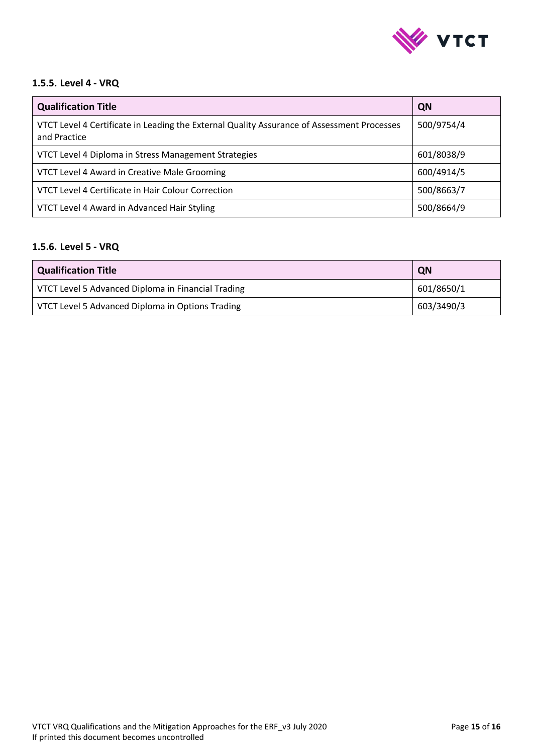### 1.5.5. Level 4 - VRQ

| Qualification Title | QN |
| --- | --- |
| VTCT Level 4 Certificate in Leading the External Quality Assurance of Assessment Processes and Practice | 500/9754/4 |
| VTCT Level 4 Diploma in Stress Management Strategies | 601/8038/9 |
| VTCT Level 4 Award in Creative Male Grooming | 600/4914/5 |
| VTCT Level 4 Certificate in Hair Colour Correction | 500/8663/7 |
| VTCT Level 4 Award in Advanced Hair Styling | 500/8664/9 |

### 1.5.6. Level 5 - VRQ

| Qualification Title | QN |
| --- | --- |
| VTCT Level 5 Advanced Diploma in Financial Trading | 601/8650/1 |
| VTCT Level 5 Advanced Diploma in Options Trading | 603/3490/3 |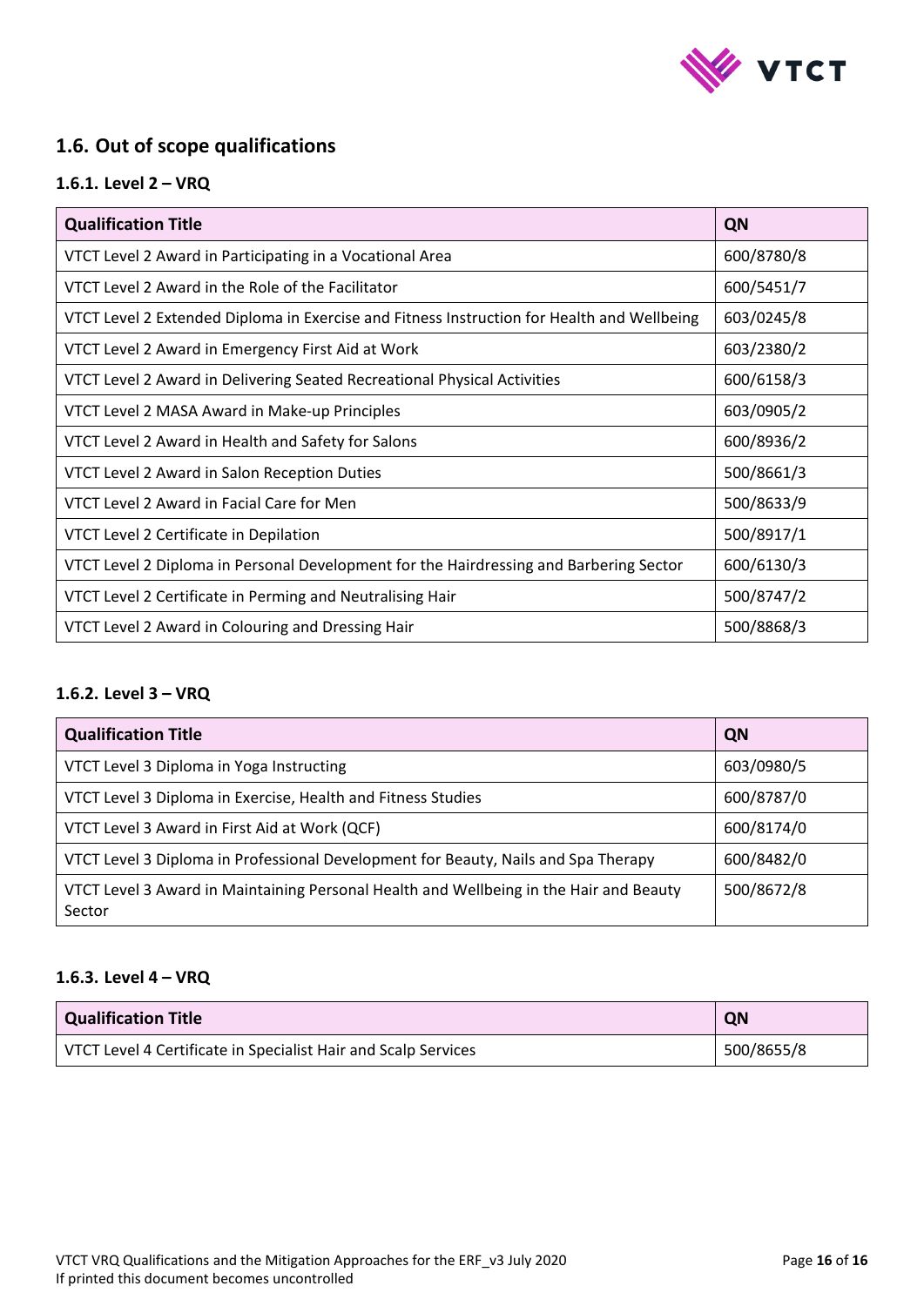## 1.6. Out of scope qualifications

### 1.6.1. Level 2 – VRQ

| Qualification Title | QN |
|---|---|
| VTCT Level 2 Award in Participating in a Vocational Area | 600/8780/8 |
| VTCT Level 2 Award in the Role of the Facilitator | 600/5451/7 |
| VTCT Level 2 Extended Diploma in Exercise and Fitness Instruction for Health and Wellbeing | 603/0245/8 |
| VTCT Level 2 Award in Emergency First Aid at Work | 603/2380/2 |
| VTCT Level 2 Award in Delivering Seated Recreational Physical Activities | 600/6158/3 |
| VTCT Level 2 MASA Award in Make-up Principles | 603/0905/2 |
| VTCT Level 2 Award in Health and Safety for Salons | 600/8936/2 |
| VTCT Level 2 Award in Salon Reception Duties | 500/8661/3 |
| VTCT Level 2 Award in Facial Care for Men | 500/8633/9 |
| VTCT Level 2 Certificate in Depilation | 500/8917/1 |
| VTCT Level 2 Diploma in Personal Development for the Hairdressing and Barbering Sector | 600/6130/3 |
| VTCT Level 2 Certificate in Perming and Neutralising Hair | 500/8747/2 |
| VTCT Level 2 Award in Colouring and Dressing Hair | 500/8868/3 |

### 1.6.2. Level 3 – VRQ

| Qualification Title | QN |
|---|---|
| VTCT Level 3 Diploma in Yoga Instructing | 603/0980/5 |
| VTCT Level 3 Diploma in Exercise, Health and Fitness Studies | 600/8787/0 |
| VTCT Level 3 Award in First Aid at Work (QCF) | 600/8174/0 |
| VTCT Level 3 Diploma in Professional Development for Beauty, Nails and Spa Therapy | 600/8482/0 |
| VTCT Level 3 Award in Maintaining Personal Health and Wellbeing in the Hair and Beauty Sector | 500/8672/8 |

### 1.6.3. Level 4 – VRQ

| Qualification Title | QN |
|---|---|
| VTCT Level 4 Certificate in Specialist Hair and Scalp Services | 500/8655/8 |